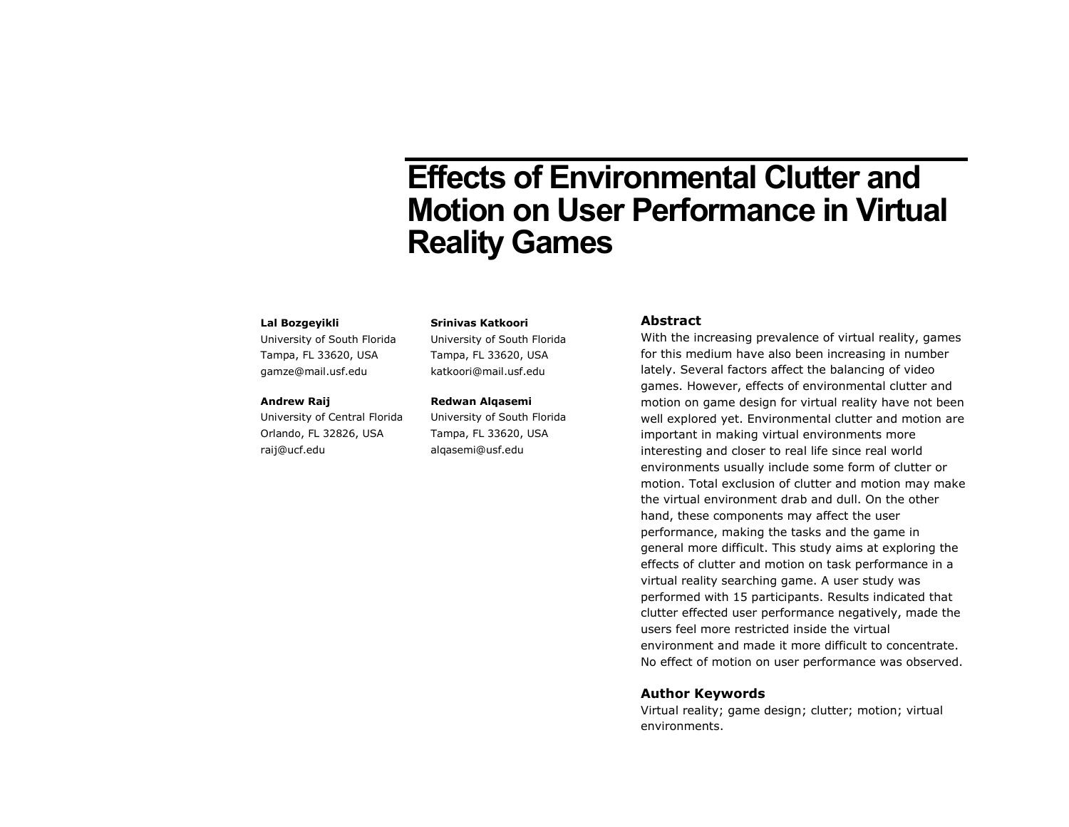# Effects of Environmental Clutter and Motion on User Performance in Virtual Reality Games

**Lal Bozgeyikli**
University of South Florida
Tampa, FL 33620, USA
gamze@mail.usf.edu

**Andrew Raij**
University of Central Florida
Orlando, FL 32826, USA
raij@ucf.edu

**Srinivas Katkoori**
University of South Florida
Tampa, FL 33620, USA
katkoori@mail.usf.edu

**Redwan Alqasemi**
University of South Florida
Tampa, FL 33620, USA
alqasemi@usf.edu

## Abstract

With the increasing prevalence of virtual reality, games for this medium have also been increasing in number lately. Several factors affect the balancing of video games. However, effects of environmental clutter and motion on game design for virtual reality have not been well explored yet. Environmental clutter and motion are important in making virtual environments more interesting and closer to real life since real world environments usually include some form of clutter or motion. Total exclusion of clutter and motion may make the virtual environment drab and dull. On the other hand, these components may affect the user performance, making the tasks and the game in general more difficult. This study aims at exploring the effects of clutter and motion on task performance in a virtual reality searching game. A user study was performed with 15 participants. Results indicated that clutter effected user performance negatively, made the users feel more restricted inside the virtual environment and made it more difficult to concentrate. No effect of motion on user performance was observed.

## Author Keywords

Virtual reality; game design; clutter; motion; virtual environments.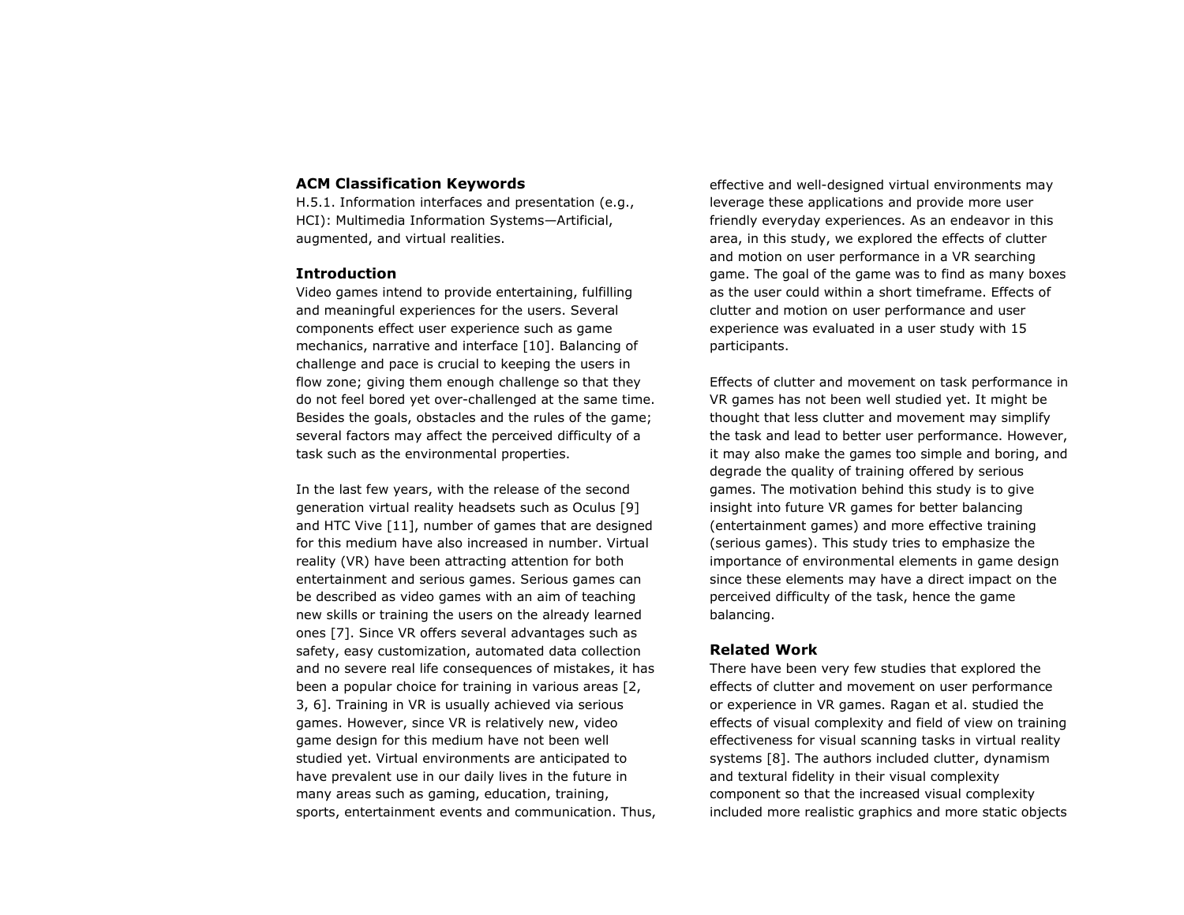## ACM Classification Keywords

H.5.1. Information interfaces and presentation (e.g., HCI): Multimedia Information Systems—Artificial, augmented, and virtual realities.

## Introduction

Video games intend to provide entertaining, fulfilling and meaningful experiences for the users. Several components effect user experience such as game mechanics, narrative and interface [10]. Balancing of challenge and pace is crucial to keeping the users in flow zone; giving them enough challenge so that they do not feel bored yet over-challenged at the same time. Besides the goals, obstacles and the rules of the game; several factors may affect the perceived difficulty of a task such as the environmental properties.

In the last few years, with the release of the second generation virtual reality headsets such as Oculus [9] and HTC Vive [11], number of games that are designed for this medium have also increased in number. Virtual reality (VR) have been attracting attention for both entertainment and serious games. Serious games can be described as video games with an aim of teaching new skills or training the users on the already learned ones [7]. Since VR offers several advantages such as safety, easy customization, automated data collection and no severe real life consequences of mistakes, it has been a popular choice for training in various areas [2, 3, 6]. Training in VR is usually achieved via serious games. However, since VR is relatively new, video game design for this medium have not been well studied yet. Virtual environments are anticipated to have prevalent use in our daily lives in the future in many areas such as gaming, education, training, sports, entertainment events and communication. Thus, effective and well-designed virtual environments may leverage these applications and provide more user friendly everyday experiences. As an endeavor in this area, in this study, we explored the effects of clutter and motion on user performance in a VR searching game. The goal of the game was to find as many boxes as the user could within a short timeframe. Effects of clutter and motion on user performance and user experience was evaluated in a user study with 15 participants.

Effects of clutter and movement on task performance in VR games has not been well studied yet. It might be thought that less clutter and movement may simplify the task and lead to better user performance. However, it may also make the games too simple and boring, and degrade the quality of training offered by serious games. The motivation behind this study is to give insight into future VR games for better balancing (entertainment games) and more effective training (serious games). This study tries to emphasize the importance of environmental elements in game design since these elements may have a direct impact on the perceived difficulty of the task, hence the game balancing.

## Related Work

There have been very few studies that explored the effects of clutter and movement on user performance or experience in VR games. Ragan et al. studied the effects of visual complexity and field of view on training effectiveness for visual scanning tasks in virtual reality systems [8]. The authors included clutter, dynamism and textural fidelity in their visual complexity component so that the increased visual complexity included more realistic graphics and more static objects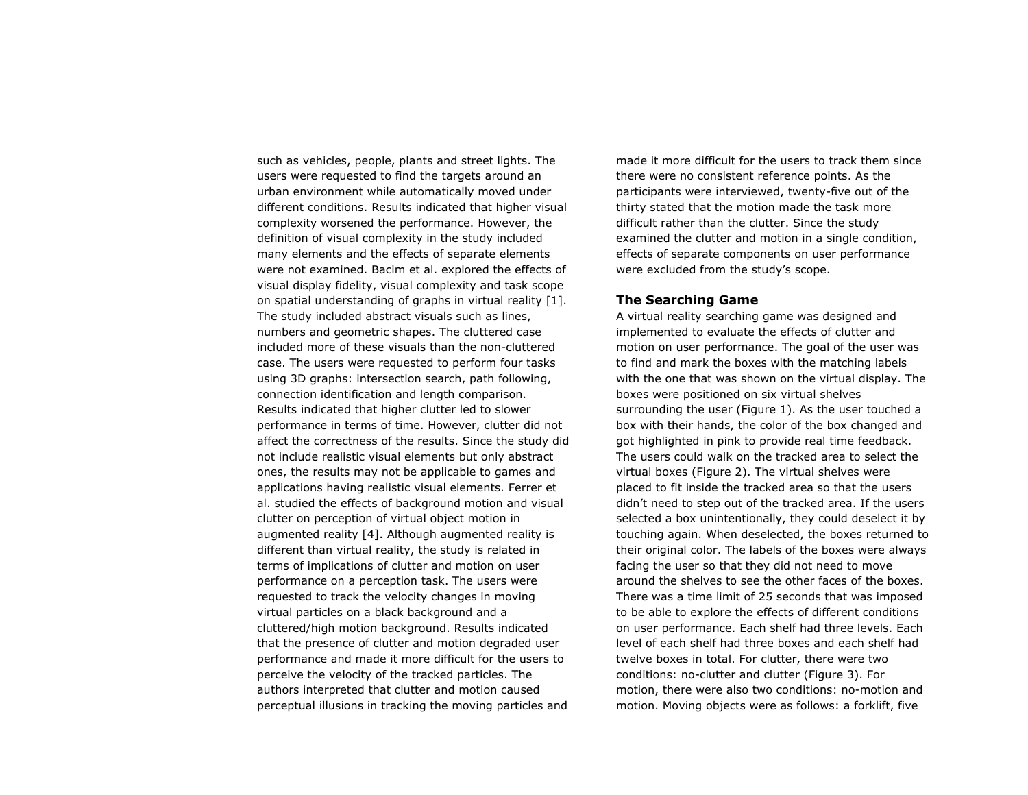such as vehicles, people, plants and street lights. The users were requested to find the targets around an urban environment while automatically moved under different conditions. Results indicated that higher visual complexity worsened the performance. However, the definition of visual complexity in the study included many elements and the effects of separate elements were not examined. Bacim et al. explored the effects of visual display fidelity, visual complexity and task scope on spatial understanding of graphs in virtual reality [1]. The study included abstract visuals such as lines, numbers and geometric shapes. The cluttered case included more of these visuals than the non-cluttered case. The users were requested to perform four tasks using 3D graphs: intersection search, path following, connection identification and length comparison. Results indicated that higher clutter led to slower performance in terms of time. However, clutter did not affect the correctness of the results. Since the study did not include realistic visual elements but only abstract ones, the results may not be applicable to games and applications having realistic visual elements. Ferrer et al. studied the effects of background motion and visual clutter on perception of virtual object motion in augmented reality [4]. Although augmented reality is different than virtual reality, the study is related in terms of implications of clutter and motion on user performance on a perception task. The users were requested to track the velocity changes in moving virtual particles on a black background and a cluttered/high motion background. Results indicated that the presence of clutter and motion degraded user performance and made it more difficult for the users to perceive the velocity of the tracked particles. The authors interpreted that clutter and motion caused perceptual illusions in tracking the moving particles and made it more difficult for the users to track them since there were no consistent reference points. As the participants were interviewed, twenty-five out of the thirty stated that the motion made the task more difficult rather than the clutter. Since the study examined the clutter and motion in a single condition, effects of separate components on user performance were excluded from the study's scope.

### The Searching Game

A virtual reality searching game was designed and implemented to evaluate the effects of clutter and motion on user performance. The goal of the user was to find and mark the boxes with the matching labels with the one that was shown on the virtual display. The boxes were positioned on six virtual shelves surrounding the user (Figure 1). As the user touched a box with their hands, the color of the box changed and got highlighted in pink to provide real time feedback. The users could walk on the tracked area to select the virtual boxes (Figure 2). The virtual shelves were placed to fit inside the tracked area so that the users didn't need to step out of the tracked area. If the users selected a box unintentionally, they could deselect it by touching again. When deselected, the boxes returned to their original color. The labels of the boxes were always facing the user so that they did not need to move around the shelves to see the other faces of the boxes. There was a time limit of 25 seconds that was imposed to be able to explore the effects of different conditions on user performance. Each shelf had three levels. Each level of each shelf had three boxes and each shelf had twelve boxes in total. For clutter, there were two conditions: no-clutter and clutter (Figure 3). For motion, there were also two conditions: no-motion and motion. Moving objects were as follows: a forklift, five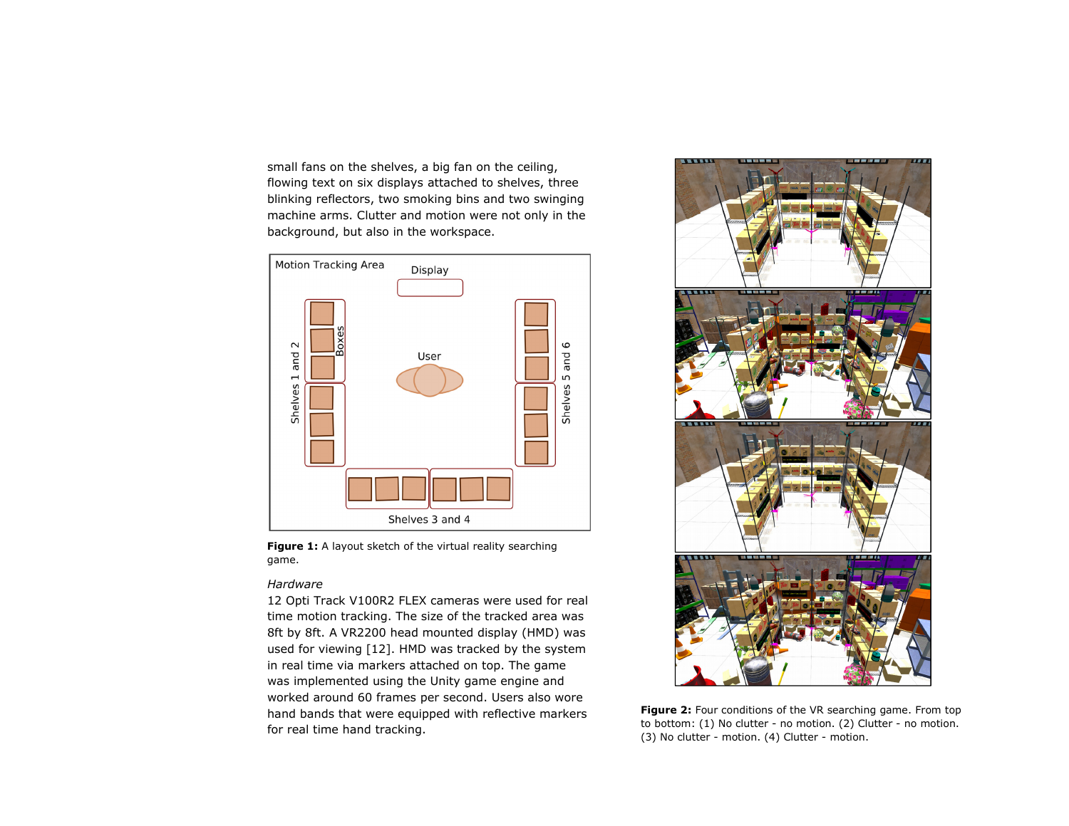small fans on the shelves, a big fan on the ceiling, flowing text on six displays attached to shelves, three blinking reflectors, two smoking bins and two swinging machine arms. Clutter and motion were not only in the background, but also in the workspace.

**Figure 1:** A layout sketch of the virtual reality searching game.

*Hardware*

12 Opti Track V100R2 FLEX cameras were used for real time motion tracking. The size of the tracked area was 8ft by 8ft. A VR2200 head mounted display (HMD) was used for viewing [12]. HMD was tracked by the system in real time via markers attached on top. The game was implemented using the Unity game engine and worked around 60 frames per second. Users also wore hand bands that were equipped with reflective markers for real time hand tracking.

**Figure 2:** Four conditions of the VR searching game. From top to bottom: (1) No clutter - no motion. (2) Clutter - no motion. (3) No clutter - motion. (4) Clutter - motion.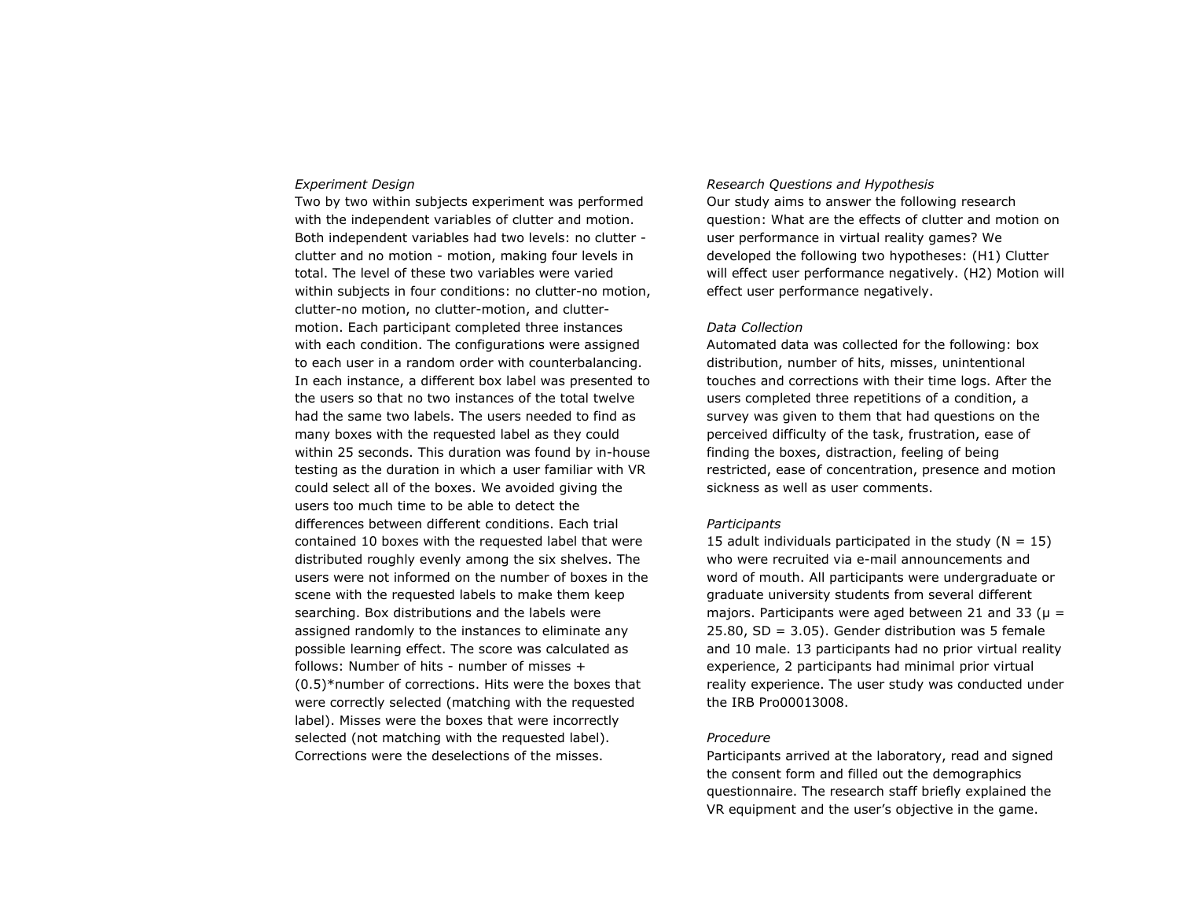*Experiment Design*

Two by two within subjects experiment was performed with the independent variables of clutter and motion. Both independent variables had two levels: no clutter - clutter and no motion - motion, making four levels in total. The level of these two variables were varied within subjects in four conditions: no clutter-no motion, clutter-no motion, no clutter-motion, and clutter-motion. Each participant completed three instances with each condition. The configurations were assigned to each user in a random order with counterbalancing. In each instance, a different box label was presented to the users so that no two instances of the total twelve had the same two labels. The users needed to find as many boxes with the requested label as they could within 25 seconds. This duration was found by in-house testing as the duration in which a user familiar with VR could select all of the boxes. We avoided giving the users too much time to be able to detect the differences between different conditions. Each trial contained 10 boxes with the requested label that were distributed roughly evenly among the six shelves. The users were not informed on the number of boxes in the scene with the requested labels to make them keep searching. Box distributions and the labels were assigned randomly to the instances to eliminate any possible learning effect. The score was calculated as follows: Number of hits - number of misses + (0.5)*number of corrections. Hits were the boxes that were correctly selected (matching with the requested label). Misses were the boxes that were incorrectly selected (not matching with the requested label). Corrections were the deselections of the misses.

*Research Questions and Hypothesis*

Our study aims to answer the following research question: What are the effects of clutter and motion on user performance in virtual reality games? We developed the following two hypotheses: (H1) Clutter will effect user performance negatively. (H2) Motion will effect user performance negatively.

*Data Collection*

Automated data was collected for the following: box distribution, number of hits, misses, unintentional touches and corrections with their time logs. After the users completed three repetitions of a condition, a survey was given to them that had questions on the perceived difficulty of the task, frustration, ease of finding the boxes, distraction, feeling of being restricted, ease of concentration, presence and motion sickness as well as user comments.

*Participants*

15 adult individuals participated in the study ($N = 15$) who were recruited via e-mail announcements and word of mouth. All participants were undergraduate or graduate university students from several different majors. Participants were aged between 21 and 33 ($\mu = 25.80$, $SD = 3.05$). Gender distribution was 5 female and 10 male. 13 participants had no prior virtual reality experience, 2 participants had minimal prior virtual reality experience. The user study was conducted under the IRB Pro00013008.

*Procedure*

Participants arrived at the laboratory, read and signed the consent form and filled out the demographics questionnaire. The research staff briefly explained the VR equipment and the user's objective in the game.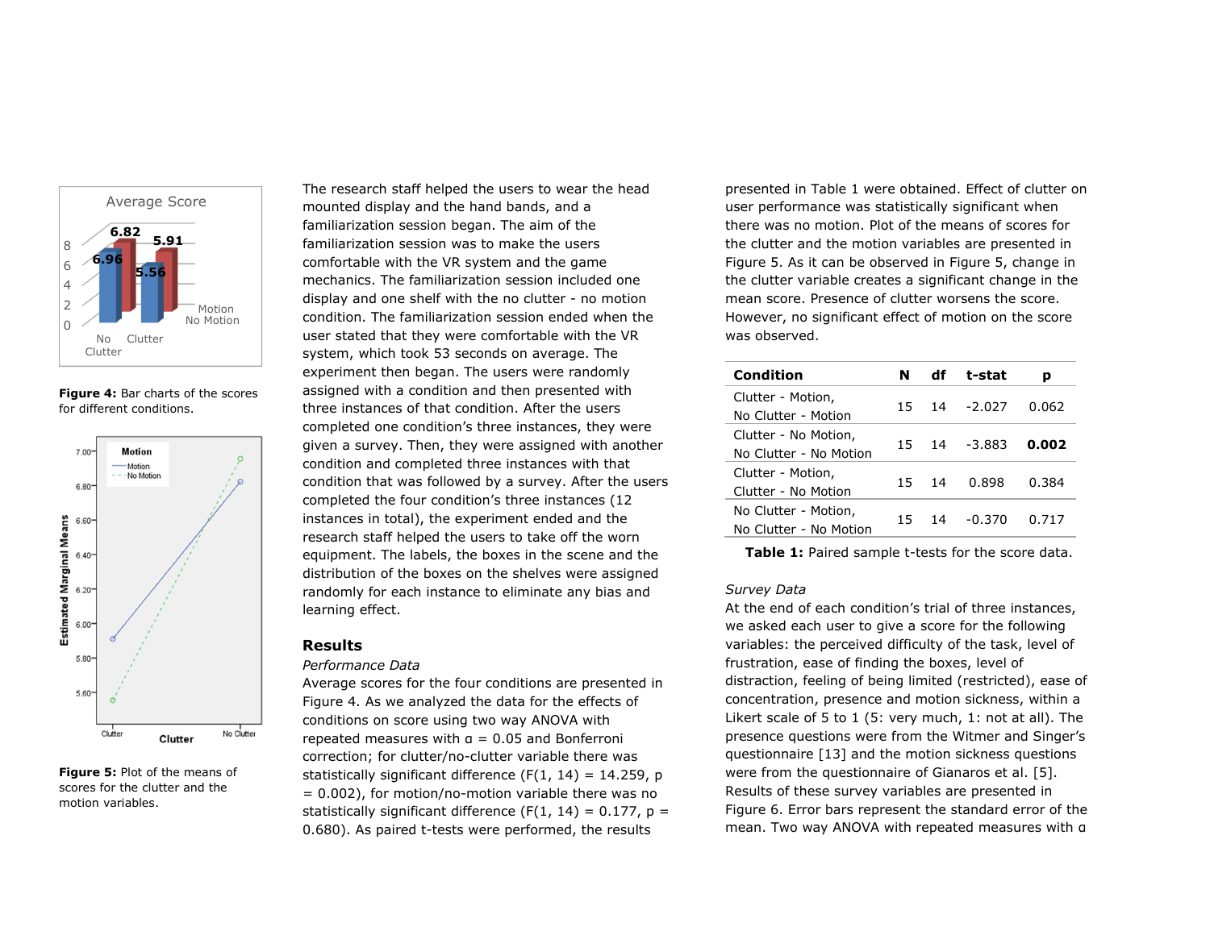Figure 4: Bar charts of the scores for different conditions.

Figure 5: Plot of the means of scores for the clutter and the motion variables.

The research staff helped the users to wear the head mounted display and the hand bands, and a familiarization session began. The aim of the familiarization session was to make the users comfortable with the VR system and the game mechanics. The familiarization session included one display and one shelf with the no clutter - no motion condition. The familiarization session ended when the user stated that they were comfortable with the VR system, which took 53 seconds on average. The experiment then began. The users were randomly assigned with a condition and then presented with three instances of that condition. After the users completed one condition's three instances, they were given a survey. Then, they were assigned with another condition and completed three instances with that condition that was followed by a survey. After the users completed the four condition's three instances (12 instances in total), the experiment ended and the research staff helped the users to take off the worn equipment. The labels, the boxes in the scene and the distribution of the boxes on the shelves were assigned randomly for each instance to eliminate any bias and learning effect.

## Results

*Performance Data*

Average scores for the four conditions are presented in Figure 4. As we analyzed the data for the effects of conditions on score using two way ANOVA with repeated measures with $\alpha = 0.05$ and Bonferroni correction; for clutter/no-clutter variable there was statistically significant difference ($F(1, 14) = 14.259$, $p = 0.002$), for motion/no-motion variable there was no statistically significant difference ($F(1, 14) = 0.177$, $p = 0.680$). As paired t-tests were performed, the results presented in Table 1 were obtained. Effect of clutter on user performance was statistically significant when there was no motion. Plot of the means of scores for the clutter and the motion variables are presented in Figure 5. As it can be observed in Figure 5, change in the clutter variable creates a significant change in the mean score. Presence of clutter worsens the score. However, no significant effect of motion on the score was observed.

| Condition | N | df | t-stat | p |
|---|---|---|---|---|
| Clutter - Motion, No Clutter - Motion | 15 | 14 | -2.027 | 0.062 |
| Clutter - No Motion, No Clutter - No Motion | 15 | 14 | -3.883 | **0.002** |
| Clutter - Motion, Clutter - No Motion | 15 | 14 | 0.898 | 0.384 |
| No Clutter - Motion, No Clutter - No Motion | 15 | 14 | -0.370 | 0.717 |

**Table 1:** Paired sample t-tests for the score data.

*Survey Data*

At the end of each condition's trial of three instances, we asked each user to give a score for the following variables: the perceived difficulty of the task, level of frustration, ease of finding the boxes, level of distraction, feeling of being limited (restricted), ease of concentration, presence and motion sickness, within a Likert scale of 5 to 1 (5: very much, 1: not at all). The presence questions were from the Witmer and Singer's questionnaire [13] and the motion sickness questions were from the questionnaire of Gianaros et al. [5]. Results of these survey variables are presented in Figure 6. Error bars represent the standard error of the mean. Two way ANOVA with repeated measures with $\alpha$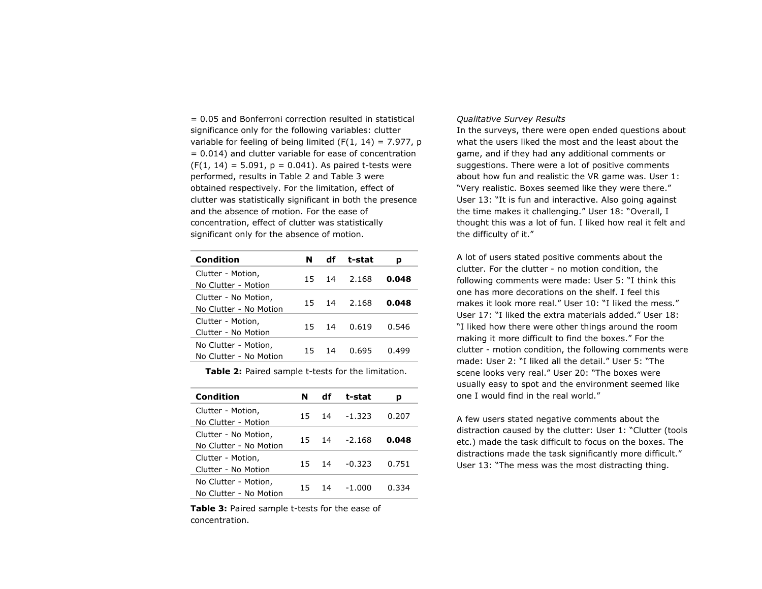= 0.05 and Bonferroni correction resulted in statistical significance only for the following variables: clutter variable for feeling of being limited ($F(1, 14) = 7.977$, $p = 0.014$) and clutter variable for ease of concentration ($F(1, 14) = 5.091$, $p = 0.041$). As paired t-tests were performed, results in Table 2 and Table 3 were obtained respectively. For the limitation, effect of clutter was statistically significant in both the presence and the absence of motion. For the ease of concentration, effect of clutter was statistically significant only for the absence of motion.

| Condition | N | df | t-stat | p |
|---|---|---|---|---|
| Clutter - Motion, No Clutter - Motion | 15 | 14 | 2.168 | **0.048** |
| Clutter - No Motion, No Clutter - No Motion | 15 | 14 | 2.168 | **0.048** |
| Clutter - Motion, Clutter - No Motion | 15 | 14 | 0.619 | 0.546 |
| No Clutter - Motion, No Clutter - No Motion | 15 | 14 | 0.695 | 0.499 |

**Table 2:** Paired sample t-tests for the limitation.

| Condition | N | df | t-stat | p |
|---|---|---|---|---|
| Clutter - Motion, No Clutter - Motion | 15 | 14 | -1.323 | 0.207 |
| Clutter - No Motion, No Clutter - No Motion | 15 | 14 | -2.168 | **0.048** |
| Clutter - Motion, Clutter - No Motion | 15 | 14 | -0.323 | 0.751 |
| No Clutter - Motion, No Clutter - No Motion | 15 | 14 | -1.000 | 0.334 |

**Table 3:** Paired sample t-tests for the ease of concentration.

*Qualitative Survey Results*

In the surveys, there were open ended questions about what the users liked the most and the least about the game, and if they had any additional comments or suggestions. There were a lot of positive comments about how fun and realistic the VR game was. User 1: "Very realistic. Boxes seemed like they were there." User 13: "It is fun and interactive. Also going against the time makes it challenging." User 18: "Overall, I thought this was a lot of fun. I liked how real it felt and the difficulty of it."

A lot of users stated positive comments about the clutter. For the clutter - no motion condition, the following comments were made: User 5: "I think this one has more decorations on the shelf. I feel this makes it look more real." User 10: "I liked the mess." User 17: "I liked the extra materials added." User 18: "I liked how there were other things around the room making it more difficult to find the boxes." For the clutter - motion condition, the following comments were made: User 2: "I liked all the detail." User 5: "The scene looks very real." User 20: "The boxes were usually easy to spot and the environment seemed like one I would find in the real world."

A few users stated negative comments about the distraction caused by the clutter: User 1: "Clutter (tools etc.) made the task difficult to focus on the boxes. The distractions made the task significantly more difficult." User 13: "The mess was the most distracting thing.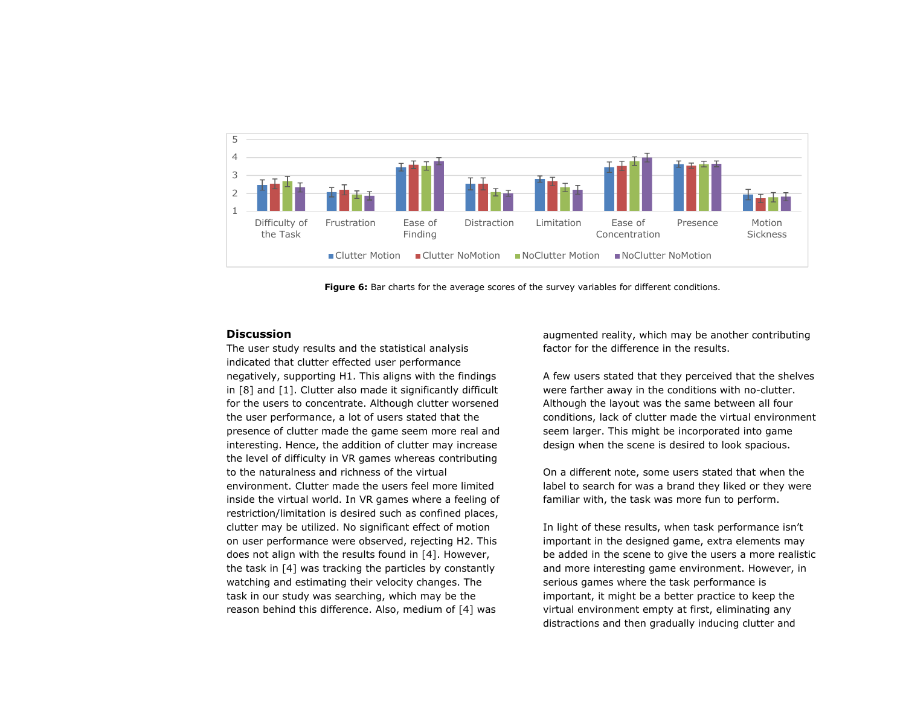**Figure 6:** Bar charts for the average scores of the survey variables for different conditions.

## Discussion

The user study results and the statistical analysis indicated that clutter effected user performance negatively, supporting H1. This aligns with the findings in [8] and [1]. Clutter also made it significantly difficult for the users to concentrate. Although clutter worsened the user performance, a lot of users stated that the presence of clutter made the game seem more real and interesting. Hence, the addition of clutter may increase the level of difficulty in VR games whereas contributing to the naturalness and richness of the virtual environment. Clutter made the users feel more limited inside the virtual world. In VR games where a feeling of restriction/limitation is desired such as confined places, clutter may be utilized. No significant effect of motion on user performance were observed, rejecting H2. This does not align with the results found in [4]. However, the task in [4] was tracking the particles by constantly watching and estimating their velocity changes. The task in our study was searching, which may be the reason behind this difference. Also, medium of [4] was augmented reality, which may be another contributing factor for the difference in the results.

A few users stated that they perceived that the shelves were farther away in the conditions with no-clutter. Although the layout was the same between all four conditions, lack of clutter made the virtual environment seem larger. This might be incorporated into game design when the scene is desired to look spacious.

On a different note, some users stated that when the label to search for was a brand they liked or they were familiar with, the task was more fun to perform.

In light of these results, when task performance isn't important in the designed game, extra elements may be added in the scene to give the users a more realistic and more interesting game environment. However, in serious games where the task performance is important, it might be a better practice to keep the virtual environment empty at first, eliminating any distractions and then gradually inducing clutter and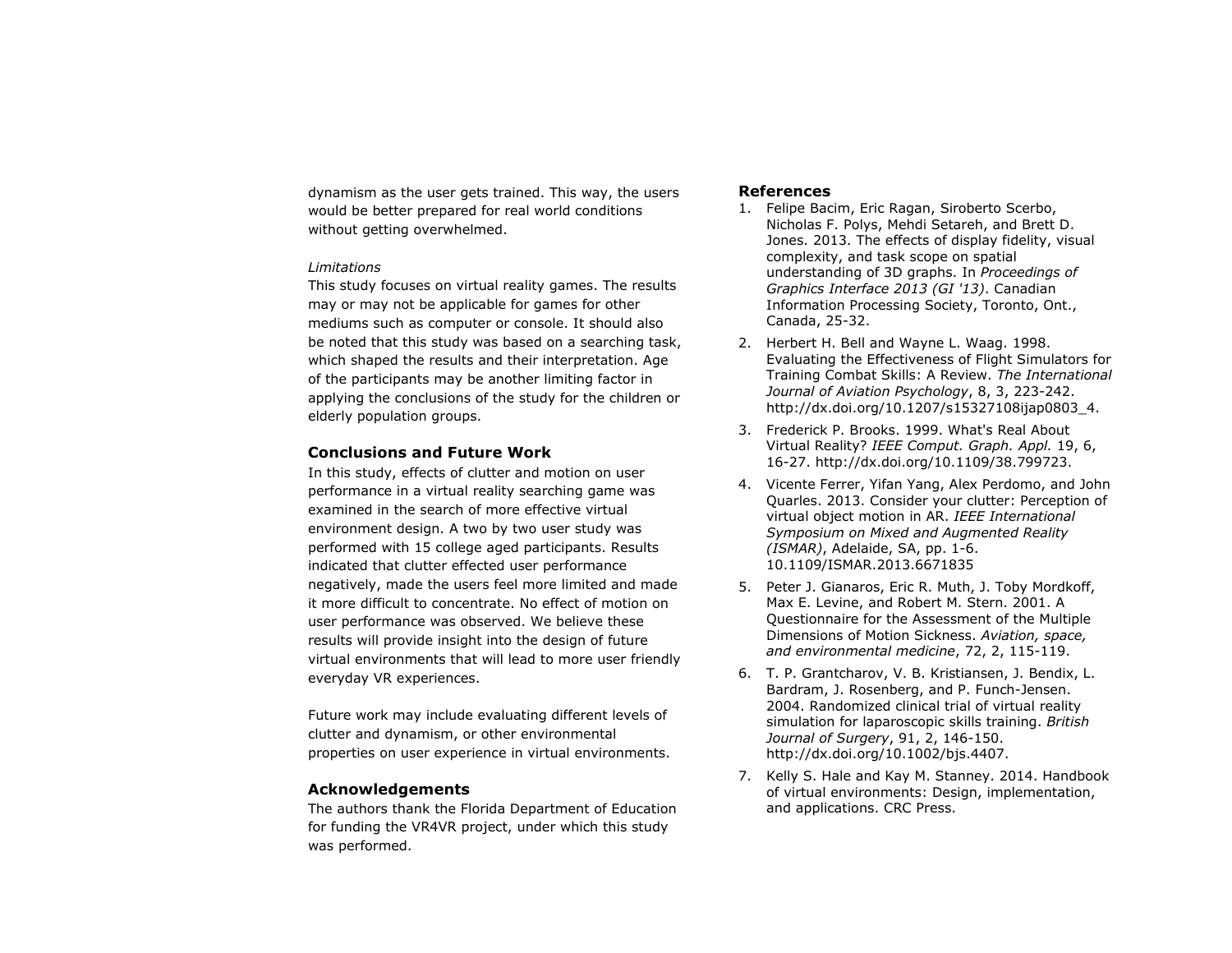dynamism as the user gets trained. This way, the users would be better prepared for real world conditions without getting overwhelmed.

*Limitations*

This study focuses on virtual reality games. The results may or may not be applicable for games for other mediums such as computer or console. It should also be noted that this study was based on a searching task, which shaped the results and their interpretation. Age of the participants may be another limiting factor in applying the conclusions of the study for the children or elderly population groups.

## Conclusions and Future Work

In this study, effects of clutter and motion on user performance in a virtual reality searching game was examined in the search of more effective virtual environment design. A two by two user study was performed with 15 college aged participants. Results indicated that clutter effected user performance negatively, made the users feel more limited and made it more difficult to concentrate. No effect of motion on user performance was observed. We believe these results will provide insight into the design of future virtual environments that will lead to more user friendly everyday VR experiences.

Future work may include evaluating different levels of clutter and dynamism, or other environmental properties on user experience in virtual environments.

## Acknowledgements

The authors thank the Florida Department of Education for funding the VR4VR project, under which this study was performed.

## References

1. Felipe Bacim, Eric Ragan, Siroberto Scerbo, Nicholas F. Polys, Mehdi Setareh, and Brett D. Jones. 2013. The effects of display fidelity, visual complexity, and task scope on spatial understanding of 3D graphs. In *Proceedings of Graphics Interface 2013 (GI '13)*. Canadian Information Processing Society, Toronto, Ont., Canada, 25-32.
2. Herbert H. Bell and Wayne L. Waag. 1998. Evaluating the Effectiveness of Flight Simulators for Training Combat Skills: A Review. *The International Journal of Aviation Psychology*, 8, 3, 223-242. http://dx.doi.org/10.1207/s15327108ijap0803_4.
3. Frederick P. Brooks. 1999. What's Real About Virtual Reality? *IEEE Comput. Graph. Appl.* 19, 6, 16-27. http://dx.doi.org/10.1109/38.799723.
4. Vicente Ferrer, Yifan Yang, Alex Perdomo, and John Quarles. 2013. Consider your clutter: Perception of virtual object motion in AR. *IEEE International Symposium on Mixed and Augmented Reality (ISMAR)*, Adelaide, SA, pp. 1-6. 10.1109/ISMAR.2013.6671835
5. Peter J. Gianaros, Eric R. Muth, J. Toby Mordkoff, Max E. Levine, and Robert M. Stern. 2001. A Questionnaire for the Assessment of the Multiple Dimensions of Motion Sickness. *Aviation, space, and environmental medicine*, 72, 2, 115-119.
6. T. P. Grantcharov, V. B. Kristiansen, J. Bendix, L. Bardram, J. Rosenberg, and P. Funch-Jensen. 2004. Randomized clinical trial of virtual reality simulation for laparoscopic skills training. *British Journal of Surgery*, 91, 2, 146-150. http://dx.doi.org/10.1002/bjs.4407.
7. Kelly S. Hale and Kay M. Stanney. 2014. Handbook of virtual environments: Design, implementation, and applications. CRC Press.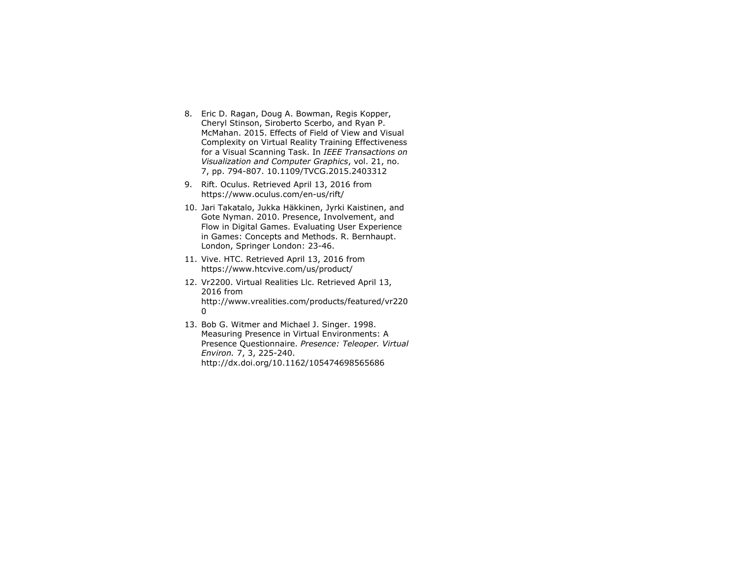8. Eric D. Ragan, Doug A. Bowman, Regis Kopper, Cheryl Stinson, Siroberto Scerbo, and Ryan P. McMahan. 2015. Effects of Field of View and Visual Complexity on Virtual Reality Training Effectiveness for a Visual Scanning Task. In *IEEE Transactions on Visualization and Computer Graphics*, vol. 21, no. 7, pp. 794-807. 10.1109/TVCG.2015.2403312

9. Rift. Oculus. Retrieved April 13, 2016 from https://www.oculus.com/en-us/rift/

10. Jari Takatalo, Jukka Häkkinen, Jyrki Kaistinen, and Gote Nyman. 2010. Presence, Involvement, and Flow in Digital Games. Evaluating User Experience in Games: Concepts and Methods. R. Bernhaupt. London, Springer London: 23-46.

11. Vive. HTC. Retrieved April 13, 2016 from https://www.htcvive.com/us/product/

12. Vr2200. Virtual Realities Llc. Retrieved April 13, 2016 from http://www.vrealities.com/products/featured/vr2200

13. Bob G. Witmer and Michael J. Singer. 1998. Measuring Presence in Virtual Environments: A Presence Questionnaire. *Presence: Teleoper. Virtual Environ.* 7, 3, 225-240. http://dx.doi.org/10.1162/105474698565686